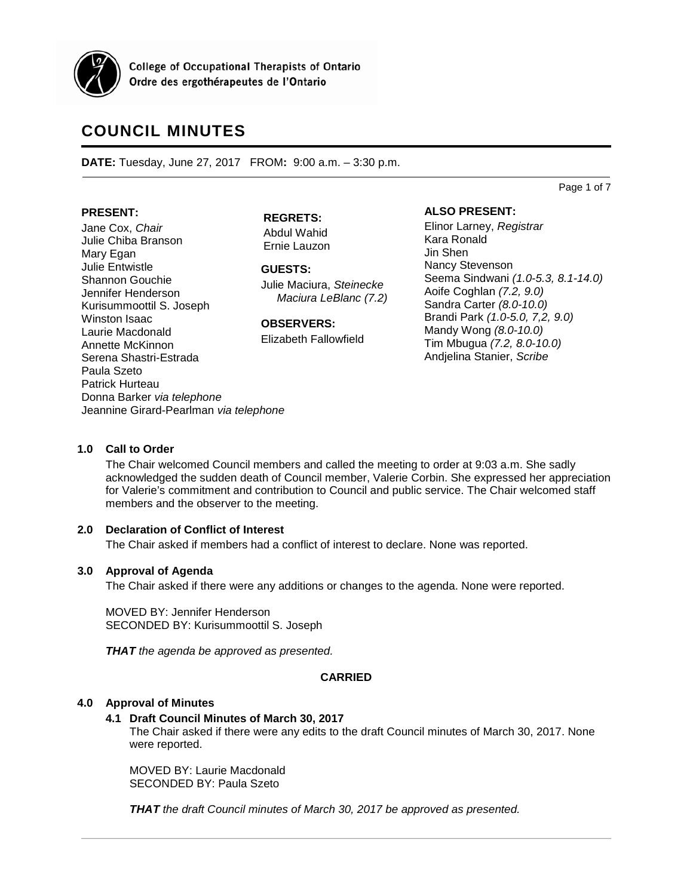College of Occupational Therapists of Ontario
Ordre des ergothérapeutes de l'Ontario

# COUNCIL MINUTES

**DATE:** Tuesday, June 27, 2017 FROM**:** 9:00 a.m. – 3:30 p.m.

**PRESENT:**
Jane Cox, *Chair*
Julie Chiba Branson
Mary Egan
Julie Entwistle
Shannon Gouchie
Jennifer Henderson
Kurisummoottil S. Joseph
Winston Isaac
Laurie Macdonald
Annette McKinnon
Serena Shastri-Estrada
Paula Szeto
Patrick Hurteau
Donna Barker *via telephone*
Jeannine Girard-Pearlman *via telephone*

**REGRETS:**
Abdul Wahid
Ernie Lauzon

**GUESTS:**
Julie Maciura, *Steinecke Maciura LeBlanc (7.2)*

**OBSERVERS:**
Elizabeth Fallowfield

**ALSO PRESENT:**
Elinor Larney, *Registrar*
Kara Ronald
Jin Shen
Nancy Stevenson
Seema Sindwani *(1.0-5.3, 8.1-14.0)*
Aoife Coghlan *(7.2, 9.0)*
Sandra Carter *(8.0-10.0)*
Brandi Park *(1.0-5.0, 7,2, 9.0)*
Mandy Wong *(8.0-10.0)*
Tim Mbugua *(7.2, 8.0-10.0)*
Andjelina Stanier, *Scribe*

### 1.0 Call to Order

The Chair welcomed Council members and called the meeting to order at 9:03 a.m. She sadly acknowledged the sudden death of Council member, Valerie Corbin. She expressed her appreciation for Valerie's commitment and contribution to Council and public service. The Chair welcomed staff members and the observer to the meeting.

### 2.0 Declaration of Conflict of Interest

The Chair asked if members had a conflict of interest to declare. None was reported.

### 3.0 Approval of Agenda

The Chair asked if there were any additions or changes to the agenda. None were reported.

MOVED BY: Jennifer Henderson
SECONDED BY: Kurisummoottil S. Joseph

***THAT** the agenda be approved as presented.*

**CARRIED**

### 4.0 Approval of Minutes

#### 4.1 Draft Council Minutes of March 30, 2017

The Chair asked if there were any edits to the draft Council minutes of March 30, 2017. None were reported.

MOVED BY: Laurie Macdonald
SECONDED BY: Paula Szeto

***THAT** the draft Council minutes of March 30, 2017 be approved as presented.*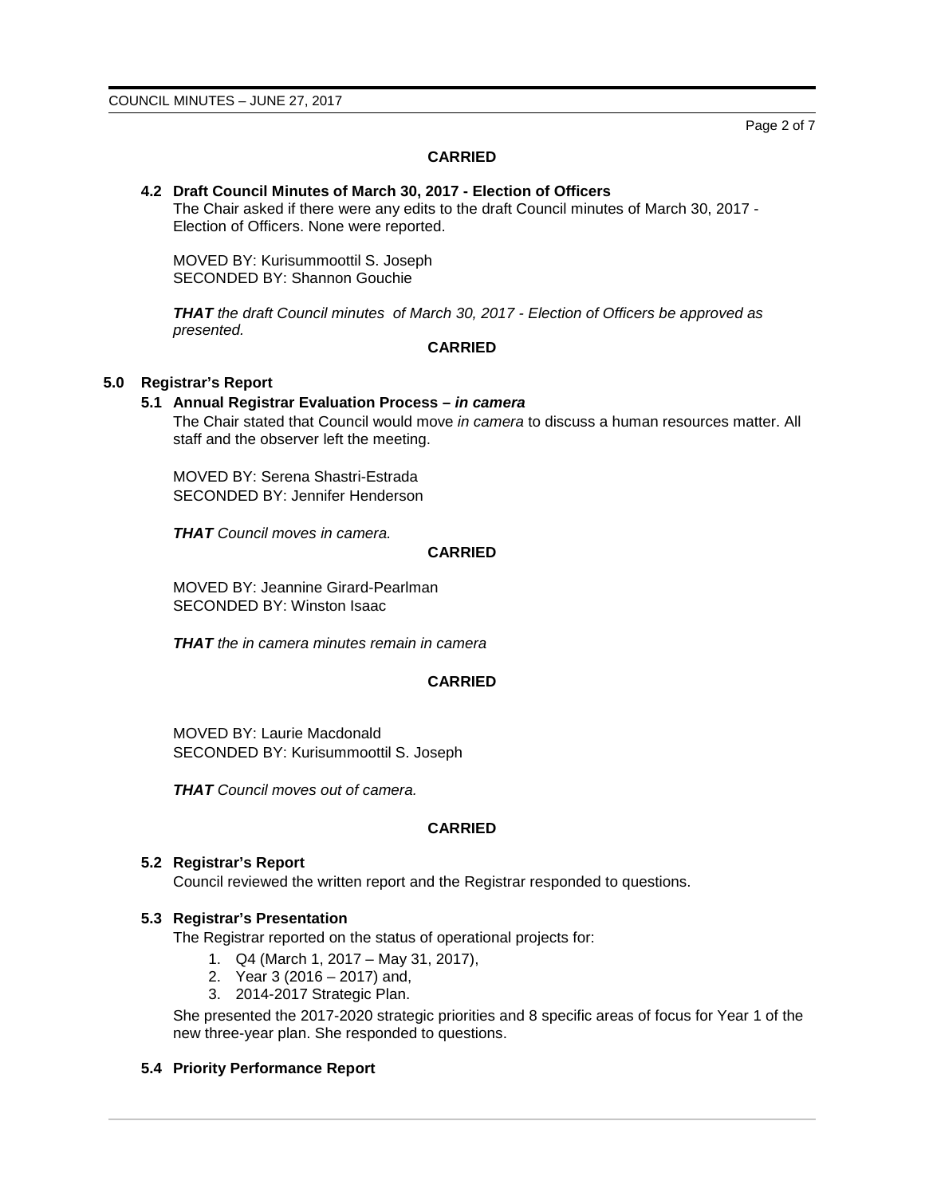**CARRIED**

### 4.2 Draft Council Minutes of March 30, 2017 - Election of Officers

The Chair asked if there were any edits to the draft Council minutes of March 30, 2017 - Election of Officers. None were reported.

MOVED BY: Kurisummoottil S. Joseph
SECONDED BY: Shannon Gouchie

***THAT** the draft Council minutes of March 30, 2017 - Election of Officers be approved as presented.*

**CARRIED**

## 5.0 Registrar's Report

### 5.1 Annual Registrar Evaluation Process – *in camera*

The Chair stated that Council would move *in camera* to discuss a human resources matter. All staff and the observer left the meeting.

MOVED BY: Serena Shastri-Estrada
SECONDED BY: Jennifer Henderson

***THAT** Council moves in camera.*

**CARRIED**

MOVED BY: Jeannine Girard-Pearlman
SECONDED BY: Winston Isaac

***THAT** the in camera minutes remain in camera*

**CARRIED**

MOVED BY: Laurie Macdonald
SECONDED BY: Kurisummoottil S. Joseph

***THAT** Council moves out of camera.*

**CARRIED**

### 5.2 Registrar's Report

Council reviewed the written report and the Registrar responded to questions.

### 5.3 Registrar's Presentation

The Registrar reported on the status of operational projects for:

1. Q4 (March 1, 2017 – May 31, 2017),
2. Year 3 (2016 – 2017) and,
3. 2014-2017 Strategic Plan.

She presented the 2017-2020 strategic priorities and 8 specific areas of focus for Year 1 of the new three-year plan. She responded to questions.

### 5.4 Priority Performance Report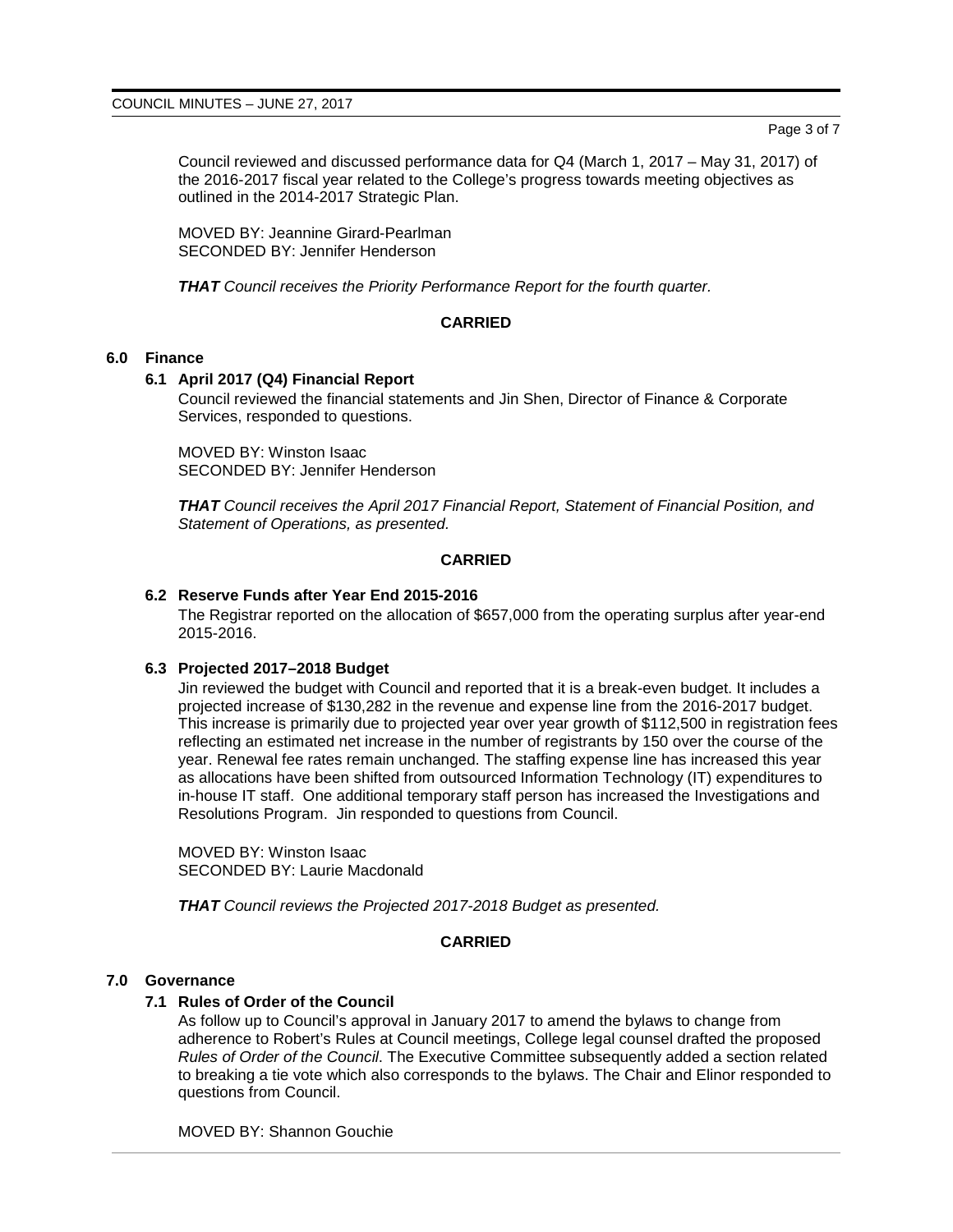Council reviewed and discussed performance data for Q4 (March 1, 2017 – May 31, 2017) of the 2016-2017 fiscal year related to the College's progress towards meeting objectives as outlined in the 2014-2017 Strategic Plan.

MOVED BY: Jeannine Girard-Pearlman
SECONDED BY: Jennifer Henderson

***THAT** Council receives the Priority Performance Report for the fourth quarter.*

**CARRIED**

## 6.0 Finance

### 6.1 April 2017 (Q4) Financial Report

Council reviewed the financial statements and Jin Shen, Director of Finance & Corporate Services, responded to questions.

MOVED BY: Winston Isaac
SECONDED BY: Jennifer Henderson

***THAT** Council receives the April 2017 Financial Report, Statement of Financial Position, and Statement of Operations, as presented.*

**CARRIED**

### 6.2 Reserve Funds after Year End 2015-2016

The Registrar reported on the allocation of $657,000 from the operating surplus after year-end 2015-2016.

### 6.3 Projected 2017–2018 Budget

Jin reviewed the budget with Council and reported that it is a break-even budget. It includes a projected increase of $130,282 in the revenue and expense line from the 2016-2017 budget. This increase is primarily due to projected year over year growth of $112,500 in registration fees reflecting an estimated net increase in the number of registrants by 150 over the course of the year. Renewal fee rates remain unchanged. The staffing expense line has increased this year as allocations have been shifted from outsourced Information Technology (IT) expenditures to in-house IT staff. One additional temporary staff person has increased the Investigations and Resolutions Program. Jin responded to questions from Council.

MOVED BY: Winston Isaac
SECONDED BY: Laurie Macdonald

***THAT** Council reviews the Projected 2017-2018 Budget as presented.*

**CARRIED**

## 7.0 Governance

### 7.1 Rules of Order of the Council

As follow up to Council's approval in January 2017 to amend the bylaws to change from adherence to Robert's Rules at Council meetings, College legal counsel drafted the proposed *Rules of Order of the Council*. The Executive Committee subsequently added a section related to breaking a tie vote which also corresponds to the bylaws. The Chair and Elinor responded to questions from Council.

MOVED BY: Shannon Gouchie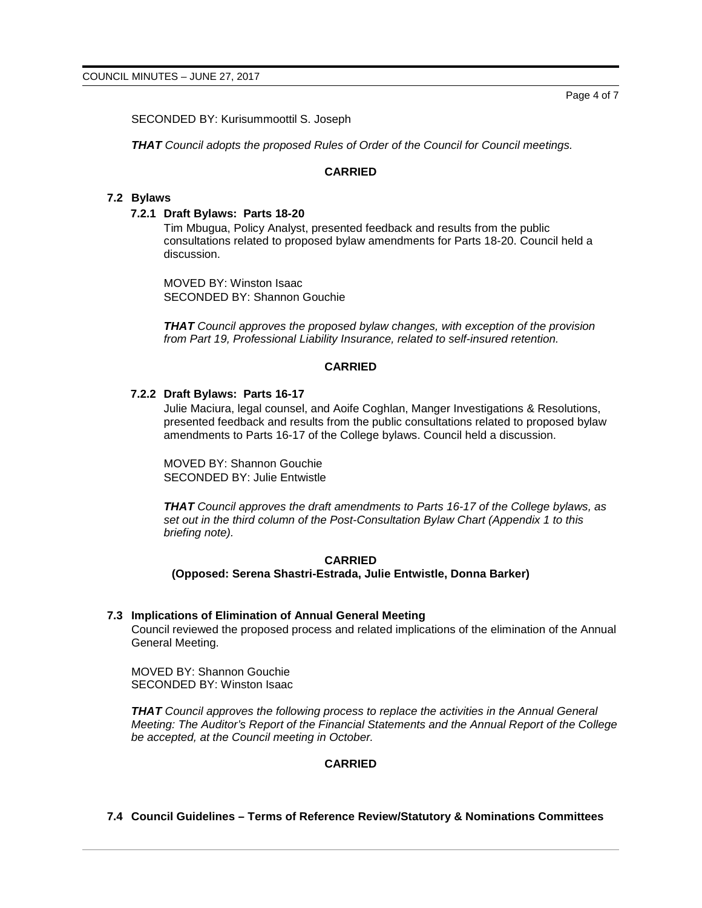SECONDED BY: Kurisummoottil S. Joseph

***THAT** Council adopts the proposed Rules of Order of the Council for Council meetings.*

**CARRIED**

### 7.2 Bylaws

#### 7.2.1 Draft Bylaws: Parts 18-20

Tim Mbugua, Policy Analyst, presented feedback and results from the public consultations related to proposed bylaw amendments for Parts 18-20. Council held a discussion.

MOVED BY: Winston Isaac
SECONDED BY: Shannon Gouchie

***THAT** Council approves the proposed bylaw changes, with exception of the provision from Part 19, Professional Liability Insurance, related to self-insured retention.*

**CARRIED**

#### 7.2.2 Draft Bylaws: Parts 16-17

Julie Maciura, legal counsel, and Aoife Coghlan, Manger Investigations & Resolutions, presented feedback and results from the public consultations related to proposed bylaw amendments to Parts 16-17 of the College bylaws. Council held a discussion.

MOVED BY: Shannon Gouchie
SECONDED BY: Julie Entwistle

***THAT** Council approves the draft amendments to Parts 16-17 of the College bylaws, as set out in the third column of the Post-Consultation Bylaw Chart (Appendix 1 to this briefing note).*

**CARRIED**
**(Opposed: Serena Shastri-Estrada, Julie Entwistle, Donna Barker)**

### 7.3 Implications of Elimination of Annual General Meeting

Council reviewed the proposed process and related implications of the elimination of the Annual General Meeting.

MOVED BY: Shannon Gouchie
SECONDED BY: Winston Isaac

***THAT** Council approves the following process to replace the activities in the Annual General Meeting: The Auditor's Report of the Financial Statements and the Annual Report of the College be accepted, at the Council meeting in October.*

**CARRIED**

### 7.4 Council Guidelines – Terms of Reference Review/Statutory & Nominations Committees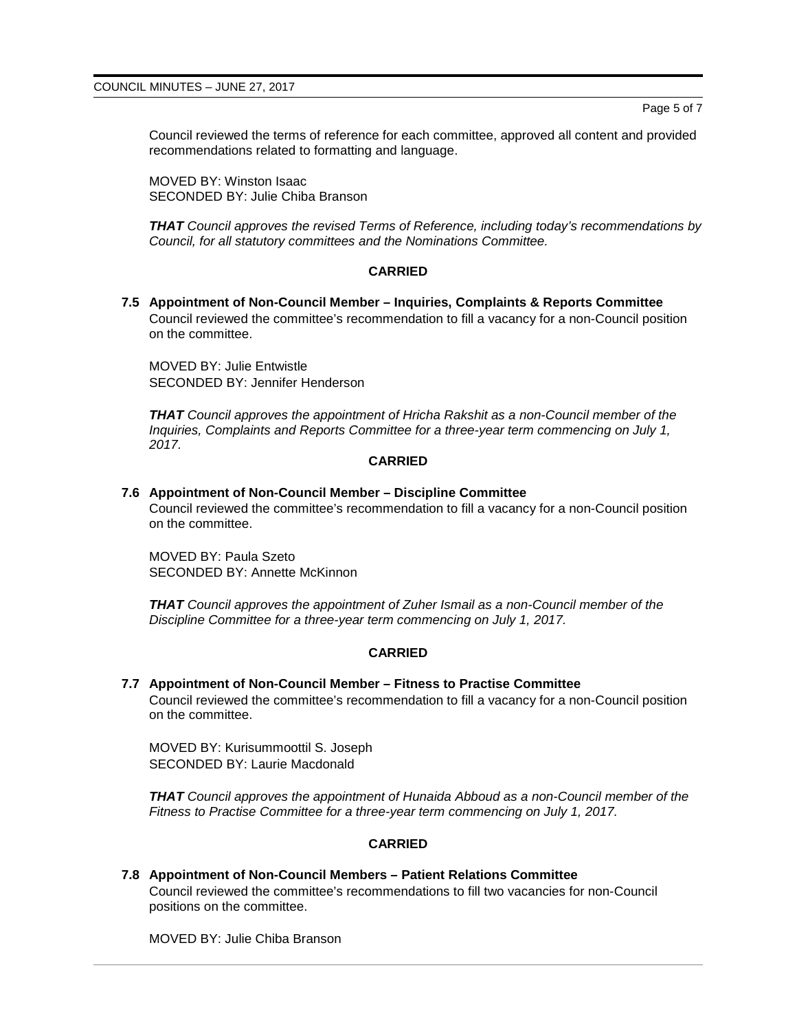Council reviewed the terms of reference for each committee, approved all content and provided recommendations related to formatting and language.

MOVED BY: Winston Isaac
SECONDED BY: Julie Chiba Branson

***THAT*** *Council approves the revised Terms of Reference, including today's recommendations by Council, for all statutory committees and the Nominations Committee.*

**CARRIED**

### 7.5 Appointment of Non-Council Member – Inquiries, Complaints & Reports Committee

Council reviewed the committee's recommendation to fill a vacancy for a non-Council position on the committee.

MOVED BY: Julie Entwistle
SECONDED BY: Jennifer Henderson

***THAT*** *Council approves the appointment of Hricha Rakshit as a non-Council member of the Inquiries, Complaints and Reports Committee for a three-year term commencing on July 1, 2017.*

**CARRIED**

### 7.6 Appointment of Non-Council Member – Discipline Committee

Council reviewed the committee's recommendation to fill a vacancy for a non-Council position on the committee.

MOVED BY: Paula Szeto
SECONDED BY: Annette McKinnon

***THAT*** *Council approves the appointment of Zuher Ismail as a non-Council member of the Discipline Committee for a three-year term commencing on July 1, 2017.*

**CARRIED**

### 7.7 Appointment of Non-Council Member – Fitness to Practise Committee

Council reviewed the committee's recommendation to fill a vacancy for a non-Council position on the committee.

MOVED BY: Kurisummoottil S. Joseph
SECONDED BY: Laurie Macdonald

***THAT*** *Council approves the appointment of Hunaida Abboud as a non-Council member of the Fitness to Practise Committee for a three-year term commencing on July 1, 2017.*

**CARRIED**

### 7.8 Appointment of Non-Council Members – Patient Relations Committee

Council reviewed the committee's recommendations to fill two vacancies for non-Council positions on the committee.

MOVED BY: Julie Chiba Branson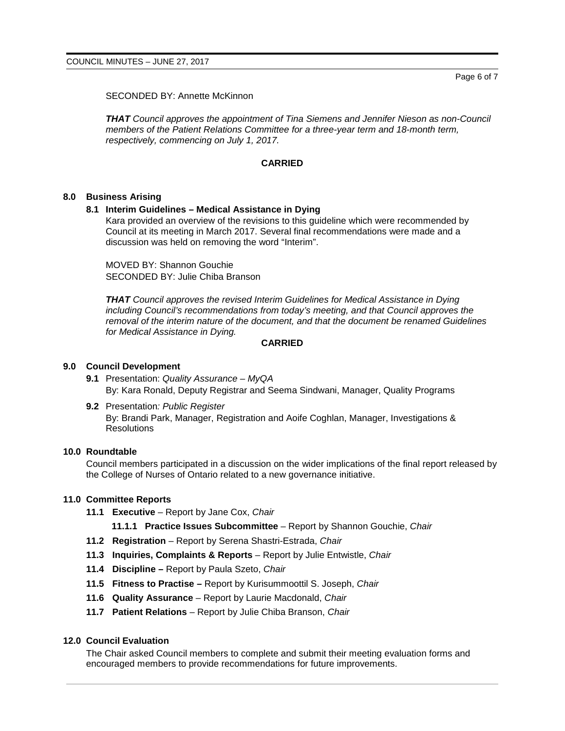SECONDED BY: Annette McKinnon

***THAT*** *Council approves the appointment of Tina Siemens and Jennifer Nieson as non-Council members of the Patient Relations Committee for a three-year term and 18-month term, respectively, commencing on July 1, 2017.*

**CARRIED**

## 8.0 Business Arising

### 8.1 Interim Guidelines – Medical Assistance in Dying

Kara provided an overview of the revisions to this guideline which were recommended by Council at its meeting in March 2017. Several final recommendations were made and a discussion was held on removing the word "Interim".

MOVED BY: Shannon Gouchie
SECONDED BY: Julie Chiba Branson

***THAT*** *Council approves the revised Interim Guidelines for Medical Assistance in Dying including Council's recommendations from today's meeting, and that Council approves the removal of the interim nature of the document, and that the document be renamed Guidelines for Medical Assistance in Dying.*

**CARRIED**

## 9.0 Council Development

**9.1** Presentation: *Quality Assurance – MyQA*
By: Kara Ronald, Deputy Registrar and Seema Sindwani, Manager, Quality Programs

**9.2** Presentation*: Public Register*
By: Brandi Park, Manager, Registration and Aoife Coghlan, Manager, Investigations & Resolutions

## 10.0 Roundtable

Council members participated in a discussion on the wider implications of the final report released by the College of Nurses of Ontario related to a new governance initiative.

## 11.0 Committee Reports

**11.1 Executive** – Report by Jane Cox, *Chair*

**11.1.1 Practice Issues Subcommittee** – Report by Shannon Gouchie, *Chair*

**11.2 Registration** – Report by Serena Shastri-Estrada, *Chair*

**11.3 Inquiries, Complaints & Reports** – Report by Julie Entwistle, *Chair*

**11.4 Discipline –** Report by Paula Szeto, *Chair*

**11.5 Fitness to Practise –** Report by Kurisummoottil S. Joseph, *Chair*

**11.6 Quality Assurance** – Report by Laurie Macdonald, *Chair*

**11.7 Patient Relations** – Report by Julie Chiba Branson, *Chair*

## 12.0 Council Evaluation

The Chair asked Council members to complete and submit their meeting evaluation forms and encouraged members to provide recommendations for future improvements.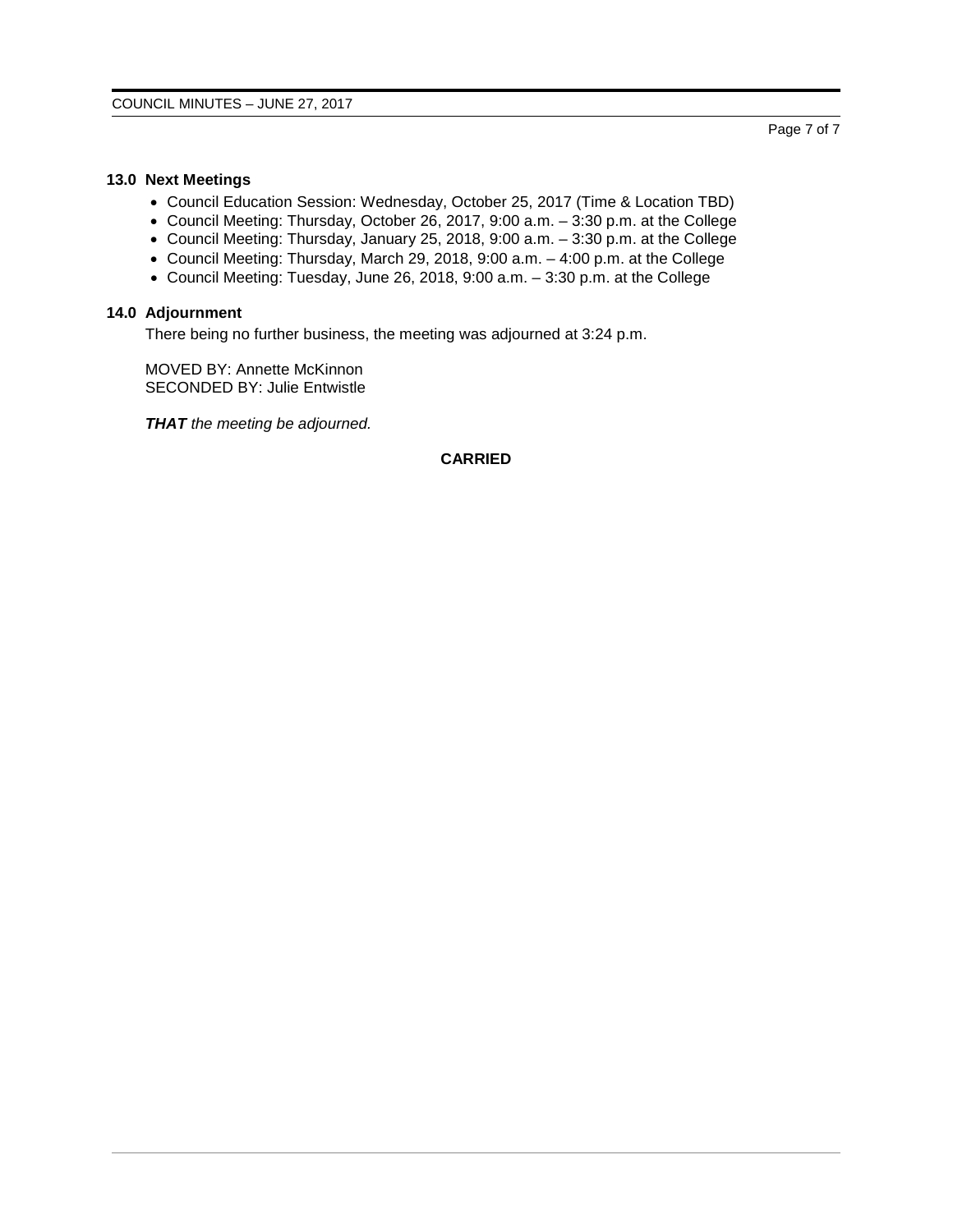## 13.0 Next Meetings

- Council Education Session: Wednesday, October 25, 2017 (Time & Location TBD)
- Council Meeting: Thursday, October 26, 2017, 9:00 a.m. – 3:30 p.m. at the College
- Council Meeting: Thursday, January 25, 2018, 9:00 a.m. – 3:30 p.m. at the College
- Council Meeting: Thursday, March 29, 2018, 9:00 a.m. – 4:00 p.m. at the College
- Council Meeting: Tuesday, June 26, 2018, 9:00 a.m. – 3:30 p.m. at the College

## 14.0 Adjournment

There being no further business, the meeting was adjourned at 3:24 p.m.

MOVED BY: Annette McKinnon
SECONDED BY: Julie Entwistle

***THAT*** *the meeting be adjourned.*

**CARRIED**